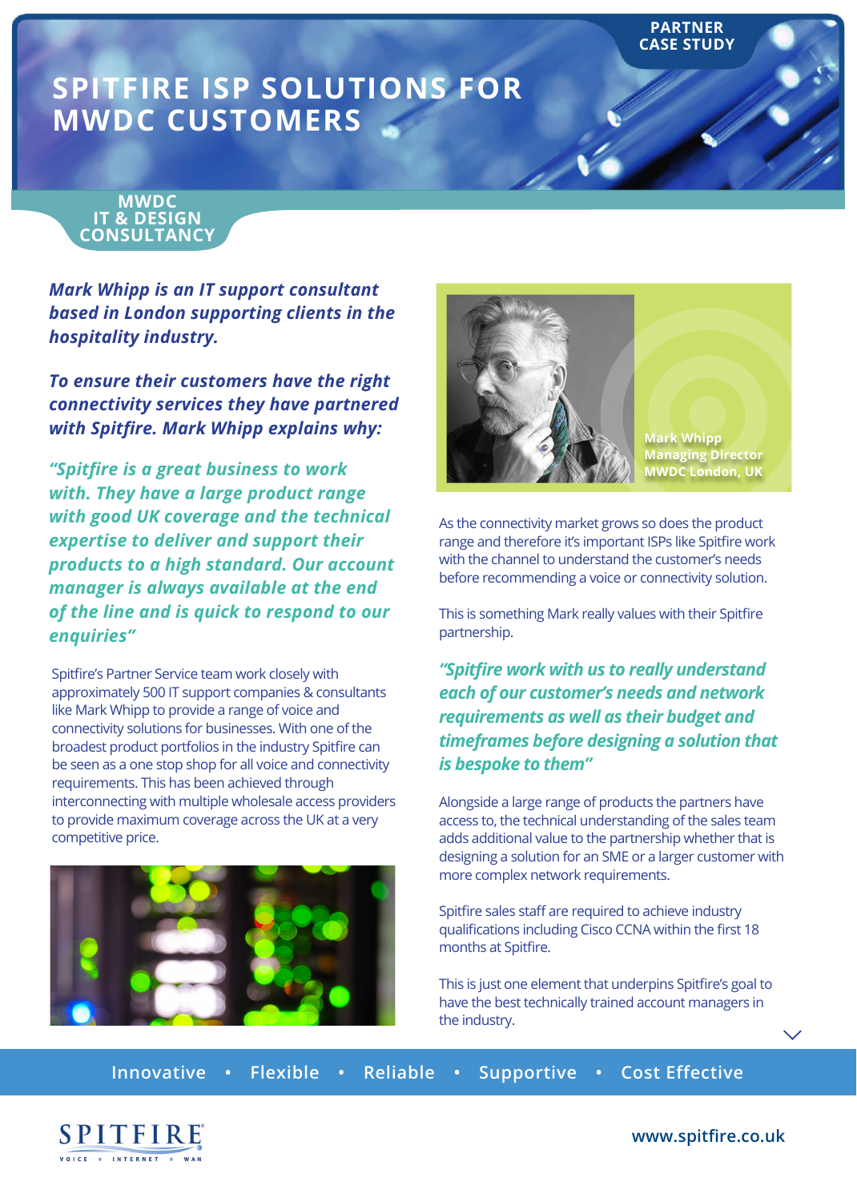PARTNER CASE STUDY

# SPITFIRE ISP SOLUTIONS FOR MWDC CUSTOMERS

## MWDC IT & DESIGN CONSULTANCY

***Mark Whipp is an IT support consultant based in London supporting clients in the hospitality industry.***

***To ensure their customers have the right connectivity services they have partnered with Spitfire. Mark Whipp explains why:***

***"Spitfire is a great business to work with. They have a large product range with good UK coverage and the technical expertise to deliver and support their products to a high standard. Our account manager is always available at the end of the line and is quick to respond to our enquiries"***

Spitfire's Partner Service team work closely with approximately 500 IT support companies & consultants like Mark Whipp to provide a range of voice and connectivity solutions for businesses. With one of the broadest product portfolios in the industry Spitfire can be seen as a one stop shop for all voice and connectivity requirements. This has been achieved through interconnecting with multiple wholesale access providers to provide maximum coverage across the UK at a very competitive price.

**Mark Whipp**
**Managing Director**
**MWDC London, UK**

As the connectivity market grows so does the product range and therefore it's important ISPs like Spitfire work with the channel to understand the customer's needs before recommending a voice or connectivity solution.

This is something Mark really values with their Spitfire partnership.

***"Spitfire work with us to really understand each of our customer's needs and network requirements as well as their budget and timeframes before designing a solution that is bespoke to them"***

Alongside a large range of products the partners have access to, the technical understanding of the sales team adds additional value to the partnership whether that is designing a solution for an SME or a larger customer with more complex network requirements.

Spitfire sales staff are required to achieve industry qualifications including Cisco CCNA within the first 18 months at Spitfire.

This is just one element that underpins Spitfire's goal to have the best technically trained account managers in the industry.

Innovative • Flexible • Reliable • Supportive • Cost Effective

SPITFIRE VOICE • INTERNET • WAN

www.spitfire.co.uk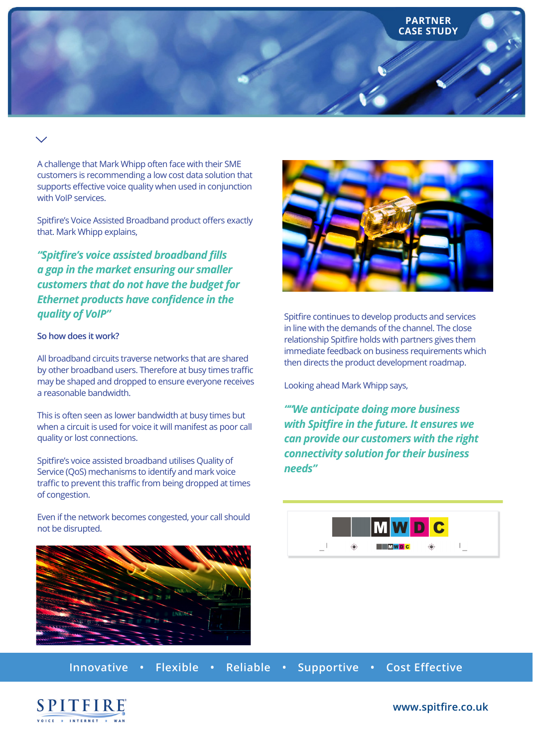PARTNER CASE STUDY

A challenge that Mark Whipp often face with their SME customers is recommending a low cost data solution that supports effective voice quality when used in conjunction with VoIP services.

Spitfire's Voice Assisted Broadband product offers exactly that. Mark Whipp explains,

***"Spitfire's voice assisted broadband fills a gap in the market ensuring our smaller customers that do not have the budget for Ethernet products have confidence in the quality of VoIP"***

So how does it work?

All broadband circuits traverse networks that are shared by other broadband users. Therefore at busy times traffic may be shaped and dropped to ensure everyone receives a reasonable bandwidth.

This is often seen as lower bandwidth at busy times but when a circuit is used for voice it will manifest as poor call quality or lost connections.

Spitfire's voice assisted broadband utilises Quality of Service (QoS) mechanisms to identify and mark voice traffic to prevent this traffic from being dropped at times of congestion.

Even if the network becomes congested, your call should not be disrupted.

Spitfire continues to develop products and services in line with the demands of the channel. The close relationship Spitfire holds with partners gives them immediate feedback on business requirements which then directs the product development roadmap.

Looking ahead Mark Whipp says,

***""We anticipate doing more business with Spitfire in the future. It ensures we can provide our customers with the right connectivity solution for their business needs"***

MWDC

Innovative • Flexible • Reliable • Supportive • Cost Effective

SPITFIRE
VOICE • INTERNET • WAN

www.spitfire.co.uk